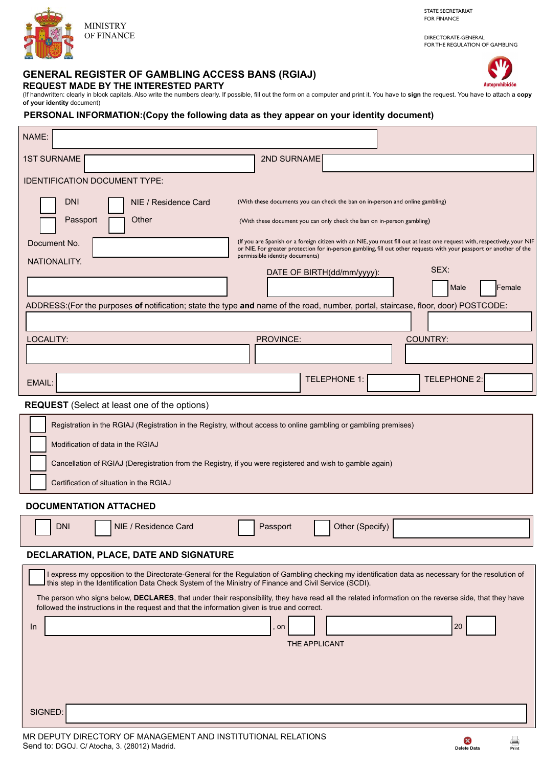MINISTRY OF FINANCE

STATE SECRETARIAT FOR FINANCE

DIRECTORATE-GENERAL FOR THE REGULATION OF GAMBLING

Autoprohibición

# GENERAL REGISTER OF GAMBLING ACCESS BANS (RGIAJ)

## REQUEST MADE BY THE INTERESTED PARTY

(If handwritten: clearly in block capitals. Also write the numbers clearly. If possible, fill out the form on a computer and print it. You have to **sign** the request. You have to attach a **copy of your identity** document)

## PERSONAL INFORMATION:(Copy the following data as they appear on your identity document)

NAME:

1ST SURNAME | 2ND SURNAME

IDENTIFICATION DOCUMENT TYPE:

- ☐ DNI ☐ NIE / Residence Card (With these documents you can check the ban on in-person and online gambling)
- ☐ Passport ☐ Other (With these document you can only check the ban on in-person gambling)

Document No.

(If you are Spanish or a foreign citizen with an NIE, you must fill out at least one request with, respectively, your NIF or NIE. For greater protection for in-person gambling, fill out other requests with your passport or another of the permissible identity documents)

NATIONALITY.

DATE OF BIRTH(dd/mm/yyyy):

SEX: ☐ Male ☐ Female

ADDRESS:(For the purposes **of** notification; state the type **and** name of the road, number, portal, staircase, floor, door) POSTCODE:

LOCALITY: | PROVINCE: | COUNTRY:

EMAIL: | TELEPHONE 1: | TELEPHONE 2:

## REQUEST (Select at least one of the options)

- ☐ Registration in the RGIAJ (Registration in the Registry, without access to online gambling or gambling premises)
- ☐ Modification of data in the RGIAJ
- ☐ Cancellation of RGIAJ (Deregistration from the Registry, if you were registered and wish to gamble again)
- ☐ Certification of situation in the RGIAJ

## DOCUMENTATION ATTACHED

☐ DNI ☐ NIE / Residence Card ☐ Passport ☐ Other (Specify)

## DECLARATION, PLACE, DATE AND SIGNATURE

☐ I express my opposition to the Directorate-General for the Regulation of Gambling checking my identification data as necessary for the resolution of this step in the Identification Data Check System of the Ministry of Finance and Civil Service (SCDI).

The person who signs below, **DECLARES**, that under their responsibility, they have read all the related information on the reverse side, that they have followed the instructions in the request and that the information given is true and correct.

In ____________, on ____ ____________ 20 ____

THE APPLICANT

SIGNED:

MR DEPUTY DIRECTORY OF MANAGEMENT AND INSTITUTIONAL RELATIONS
Send to: DGOJ. C/ Atocha, 3. (28012) Madrid.

Delete Data | Print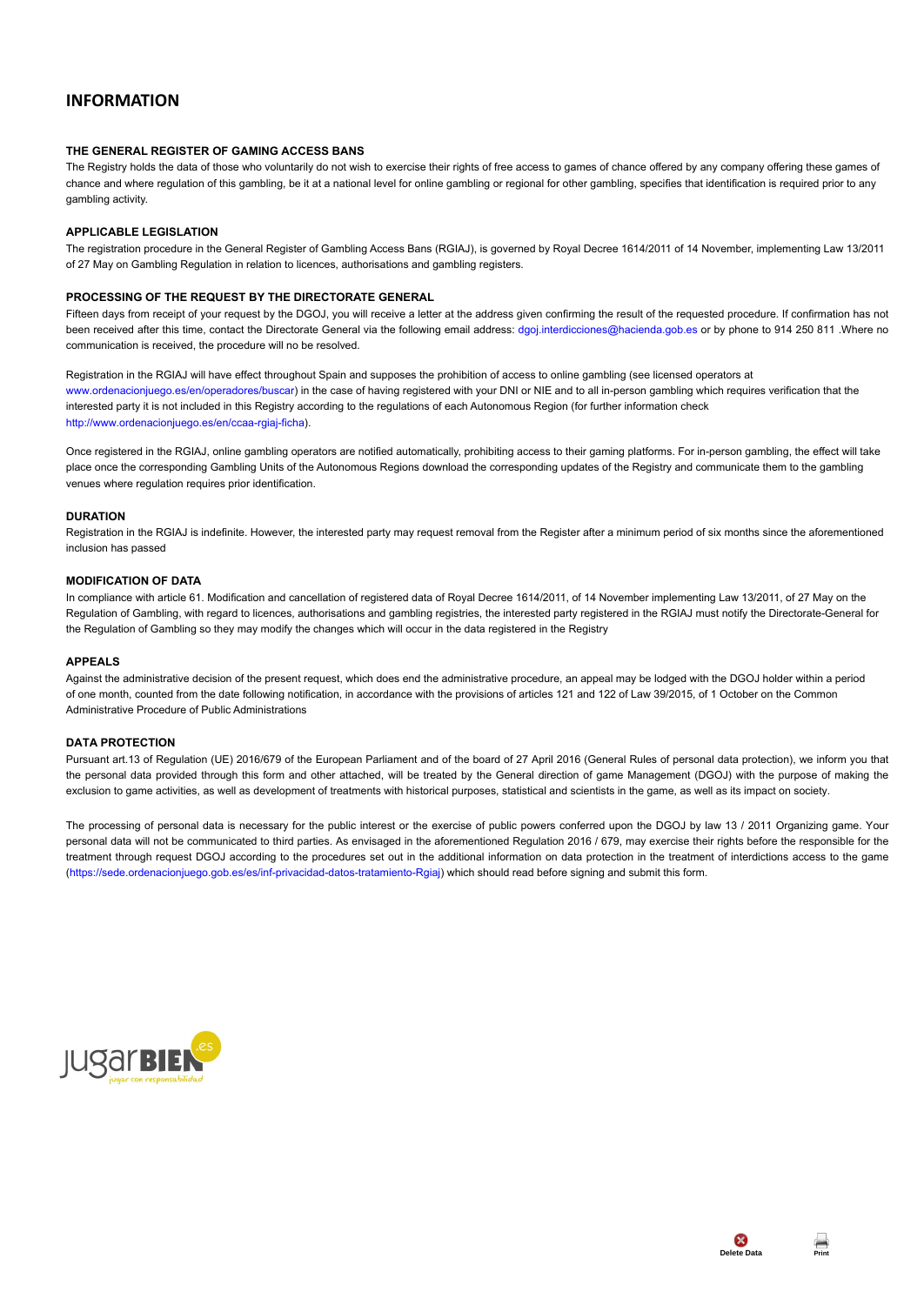# INFORMATION

## THE GENERAL REGISTER OF GAMING ACCESS BANS

The Registry holds the data of those who voluntarily do not wish to exercise their rights of free access to games of chance offered by any company offering these games of chance and where regulation of this gambling, be it at a national level for online gambling or regional for other gambling, specifies that identification is required prior to any gambling activity.

## APPLICABLE LEGISLATION

The registration procedure in the General Register of Gambling Access Bans (RGIAJ), is governed by Royal Decree 1614/2011 of 14 November, implementing Law 13/2011 of 27 May on Gambling Regulation in relation to licences, authorisations and gambling registers.

## PROCESSING OF THE REQUEST BY THE DIRECTORATE GENERAL

Fifteen days from receipt of your request by the DGOJ, you will receive a letter at the address given confirming the result of the requested procedure. If confirmation has not been received after this time, contact the Directorate General via the following email address: dgoj.interdicciones@hacienda.gob.es or by phone to 914 250 811 .Where no communication is received, the procedure will no be resolved.

Registration in the RGIAJ will have effect throughout Spain and supposes the prohibition of access to online gambling (see licensed operators at www.ordenacionjuego.es/en/operadores/buscar) in the case of having registered with your DNI or NIE and to all in-person gambling which requires verification that the interested party it is not included in this Registry according to the regulations of each Autonomous Region (for further information check http://www.ordenacionjuego.es/en/ccaa-rgiaj-ficha).

Once registered in the RGIAJ, online gambling operators are notified automatically, prohibiting access to their gaming platforms. For in-person gambling, the effect will take place once the corresponding Gambling Units of the Autonomous Regions download the corresponding updates of the Registry and communicate them to the gambling venues where regulation requires prior identification.

## DURATION

Registration in the RGIAJ is indefinite. However, the interested party may request removal from the Register after a minimum period of six months since the aforementioned inclusion has passed

## MODIFICATION OF DATA

In compliance with article 61. Modification and cancellation of registered data of Royal Decree 1614/2011, of 14 November implementing Law 13/2011, of 27 May on the Regulation of Gambling, with regard to licences, authorisations and gambling registries, the interested party registered in the RGIAJ must notify the Directorate-General for the Regulation of Gambling so they may modify the changes which will occur in the data registered in the Registry

## APPEALS

Against the administrative decision of the present request, which does end the administrative procedure, an appeal may be lodged with the DGOJ holder within a period of one month, counted from the date following notification, in accordance with the provisions of articles 121 and 122 of Law 39/2015, of 1 October on the Common Administrative Procedure of Public Administrations

## DATA PROTECTION

Pursuant art.13 of Regulation (UE) 2016/679 of the European Parliament and of the board of 27 April 2016 (General Rules of personal data protection), we inform you that the personal data provided through this form and other attached, will be treated by the General direction of game Management (DGOJ) with the purpose of making the exclusion to game activities, as well as development of treatments with historical purposes, statistical and scientists in the game, as well as its impact on society.

The processing of personal data is necessary for the public interest or the exercise of public powers conferred upon the DGOJ by law 13 / 2011 Organizing game. Your personal data will not be communicated to third parties. As envisaged in the aforementioned Regulation 2016 / 679, may exercise their rights before the responsible for the treatment through request DGOJ according to the procedures set out in the additional information on data protection in the treatment of interdictions access to the game (https://sede.ordenacionjuego.gob.es/es/inf-privacidad-datos-tratamiento-Rgiaj) which should read before signing and submit this form.

jugarBIEN.es
jugar con responsabilidad

Delete Data

Print